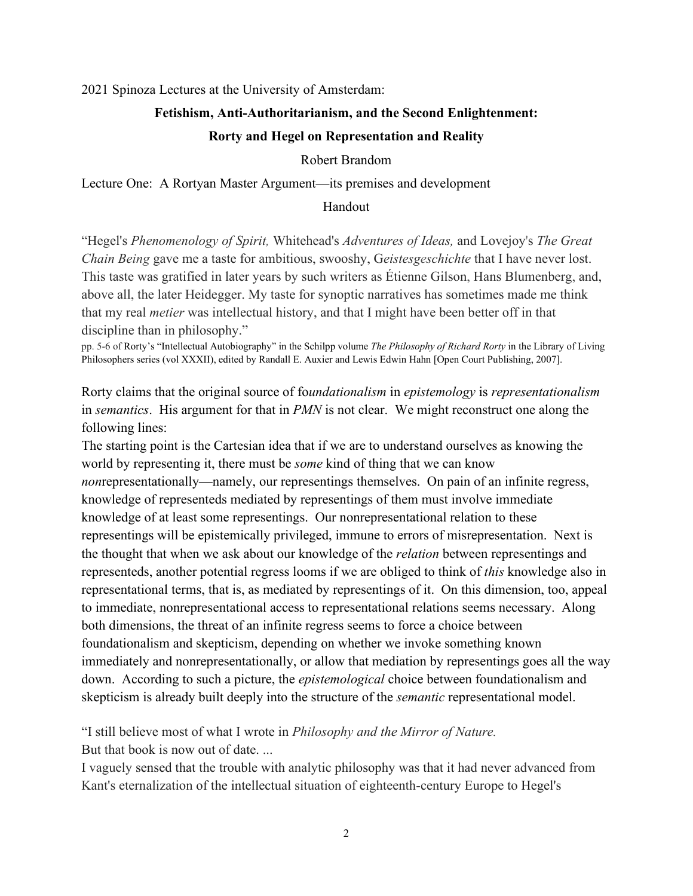2021 Spinoza Lectures at the University of Amsterdam:

**Fetishism, Anti-Authoritarianism, and the Second Enlightenment:**

**Rorty and Hegel on Representation and Reality**

Robert Brandom

Lecture One: A Rortyan Master Argument—its premises and development

Handout

"Hegel's *Phenomenology of Spirit,* Whitehead's *Adventures of Ideas,* and Lovejoy's *The Great Chain Being* gave me a taste for ambitious, swooshy, G*eistesgeschichte* that I have never lost. This taste was gratified in later years by such writers as Étienne Gilson, Hans Blumenberg, and, above all, the later Heidegger. My taste for synoptic narratives has sometimes made me think that my real *metier* was intellectual history, and that I might have been better off in that discipline than in philosophy."

pp. 5-6 of Rorty's "Intellectual Autobiography" in the Schilpp volume *The Philosophy of Richard Rorty* in the Library of Living Philosophers series (vol XXXII), edited by Randall E. Auxier and Lewis Edwin Hahn [Open Court Publishing, 2007].

Rorty claims that the original source of fo*undationalism* in *epistemology* is *representationalism* in *semantics*. His argument for that in *PMN* is not clear. We might reconstruct one along the following lines:

The starting point is the Cartesian idea that if we are to understand ourselves as knowing the world by representing it, there must be *some* kind of thing that we can know *non*representationally—namely, our representings themselves. On pain of an infinite regress, knowledge of representeds mediated by representings of them must involve immediate knowledge of at least some representings. Our nonrepresentational relation to these representings will be epistemically privileged, immune to errors of misrepresentation. Next is the thought that when we ask about our knowledge of the *relation* between representings and representeds, another potential regress looms if we are obliged to think of *this* knowledge also in representational terms, that is, as mediated by representings of it. On this dimension, too, appeal to immediate, nonrepresentational access to representational relations seems necessary. Along both dimensions, the threat of an infinite regress seems to force a choice between foundationalism and skepticism, depending on whether we invoke something known immediately and nonrepresentationally, or allow that mediation by representings goes all the way down. According to such a picture, the *epistemological* choice between foundationalism and skepticism is already built deeply into the structure of the *semantic* representational model.

"I still believe most of what I wrote in *Philosophy and the Mirror of Nature.*
But that book is now out of date. ...
I vaguely sensed that the trouble with analytic philosophy was that it had never advanced from Kant's eternalization of the intellectual situation of eighteenth-century Europe to Hegel's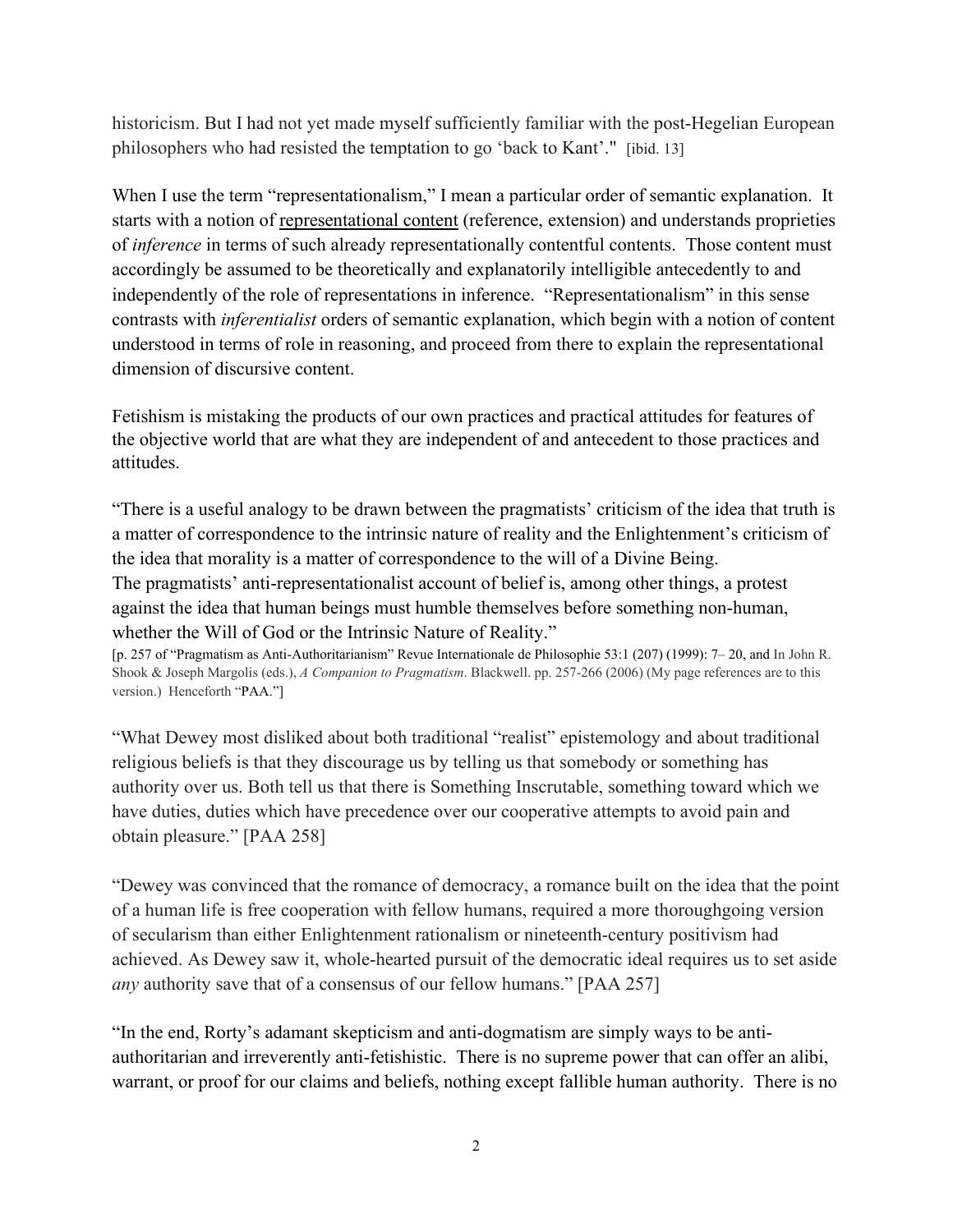historicism. But I had not yet made myself sufficiently familiar with the post-Hegelian European philosophers who had resisted the temptation to go 'back to Kant'." [ibid. 13]

When I use the term "representationalism," I mean a particular order of semantic explanation. It starts with a notion of <u>representational content</u> (reference, extension) and understands proprieties of *inference* in terms of such already representationally contentful contents. Those content must accordingly be assumed to be theoretically and explanatorily intelligible antecedently to and independently of the role of representations in inference. "Representationalism" in this sense contrasts with *inferentialist* orders of semantic explanation, which begin with a notion of content understood in terms of role in reasoning, and proceed from there to explain the representational dimension of discursive content.

Fetishism is mistaking the products of our own practices and practical attitudes for features of the objective world that are what they are independent of and antecedent to those practices and attitudes.

"There is a useful analogy to be drawn between the pragmatists' criticism of the idea that truth is a matter of correspondence to the intrinsic nature of reality and the Enlightenment's criticism of the idea that morality is a matter of correspondence to the will of a Divine Being.
The pragmatists' anti-representationalist account of belief is, among other things, a protest against the idea that human beings must humble themselves before something non-human, whether the Will of God or the Intrinsic Nature of Reality."
[p. 257 of "Pragmatism as Anti-Authoritarianism" Revue Internationale de Philosophie 53:1 (207) (1999): 7– 20, and In John R. Shook & Joseph Margolis (eds.), *A Companion to Pragmatism*. Blackwell. pp. 257-266 (2006) (My page references are to this version.) Henceforth "PAA."]

"What Dewey most disliked about both traditional "realist" epistemology and about traditional religious beliefs is that they discourage us by telling us that somebody or something has authority over us. Both tell us that there is Something Inscrutable, something toward which we have duties, duties which have precedence over our cooperative attempts to avoid pain and obtain pleasure." [PAA 258]

"Dewey was convinced that the romance of democracy, a romance built on the idea that the point of a human life is free cooperation with fellow humans, required a more thoroughgoing version of secularism than either Enlightenment rationalism or nineteenth-century positivism had achieved. As Dewey saw it, whole-hearted pursuit of the democratic ideal requires us to set aside *any* authority save that of a consensus of our fellow humans." [PAA 257]

"In the end, Rorty's adamant skepticism and anti-dogmatism are simply ways to be anti-authoritarian and irreverently anti-fetishistic. There is no supreme power that can offer an alibi, warrant, or proof for our claims and beliefs, nothing except fallible human authority. There is no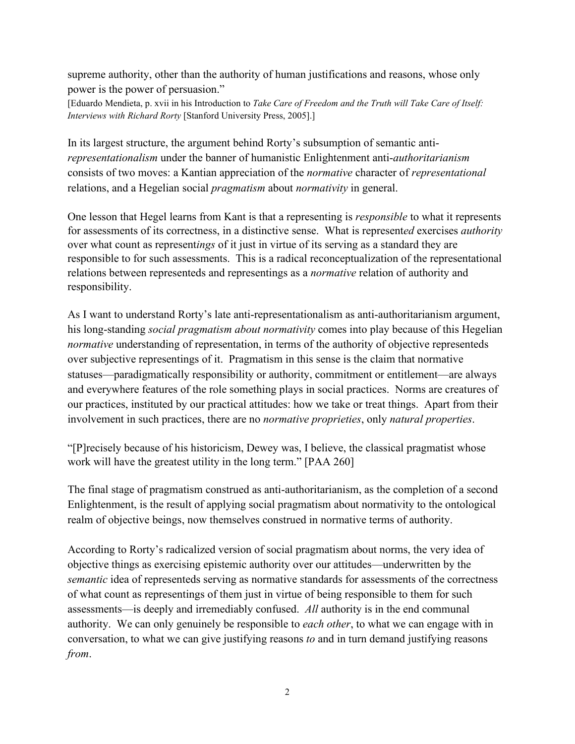supreme authority, other than the authority of human justifications and reasons, whose only power is the power of persuasion."
[Eduardo Mendieta, p. xvii in his Introduction to *Take Care of Freedom and the Truth will Take Care of Itself: Interviews with Richard Rorty* [Stanford University Press, 2005].]

In its largest structure, the argument behind Rorty's subsumption of semantic anti-*representationalism* under the banner of humanistic Enlightenment anti-*authoritarianism* consists of two moves: a Kantian appreciation of the *normative* character of *representational* relations, and a Hegelian social *pragmatism* about *normativity* in general.

One lesson that Hegel learns from Kant is that a representing is *responsible* to what it represents for assessments of its correctness, in a distinctive sense. What is represent*ed* exercises *authority* over what count as represent*ings* of it just in virtue of its serving as a standard they are responsible to for such assessments. This is a radical reconceptualization of the representational relations between representeds and representings as a *normative* relation of authority and responsibility.

As I want to understand Rorty's late anti-representationalism as anti-authoritarianism argument, his long-standing *social pragmatism about normativity* comes into play because of this Hegelian *normative* understanding of representation, in terms of the authority of objective representeds over subjective representings of it. Pragmatism in this sense is the claim that normative statuses—paradigmatically responsibility or authority, commitment or entitlement—are always and everywhere features of the role something plays in social practices. Norms are creatures of our practices, instituted by our practical attitudes: how we take or treat things. Apart from their involvement in such practices, there are no *normative proprieties*, only *natural properties*.

"[P]recisely because of his historicism, Dewey was, I believe, the classical pragmatist whose work will have the greatest utility in the long term." [PAA 260]

The final stage of pragmatism construed as anti-authoritarianism, as the completion of a second Enlightenment, is the result of applying social pragmatism about normativity to the ontological realm of objective beings, now themselves construed in normative terms of authority.

According to Rorty's radicalized version of social pragmatism about norms, the very idea of objective things as exercising epistemic authority over our attitudes—underwritten by the *semantic* idea of representeds serving as normative standards for assessments of the correctness of what count as representings of them just in virtue of being responsible to them for such assessments—is deeply and irremediably confused. *All* authority is in the end communal authority. We can only genuinely be responsible to *each other*, to what we can engage with in conversation, to what we can give justifying reasons *to* and in turn demand justifying reasons *from*.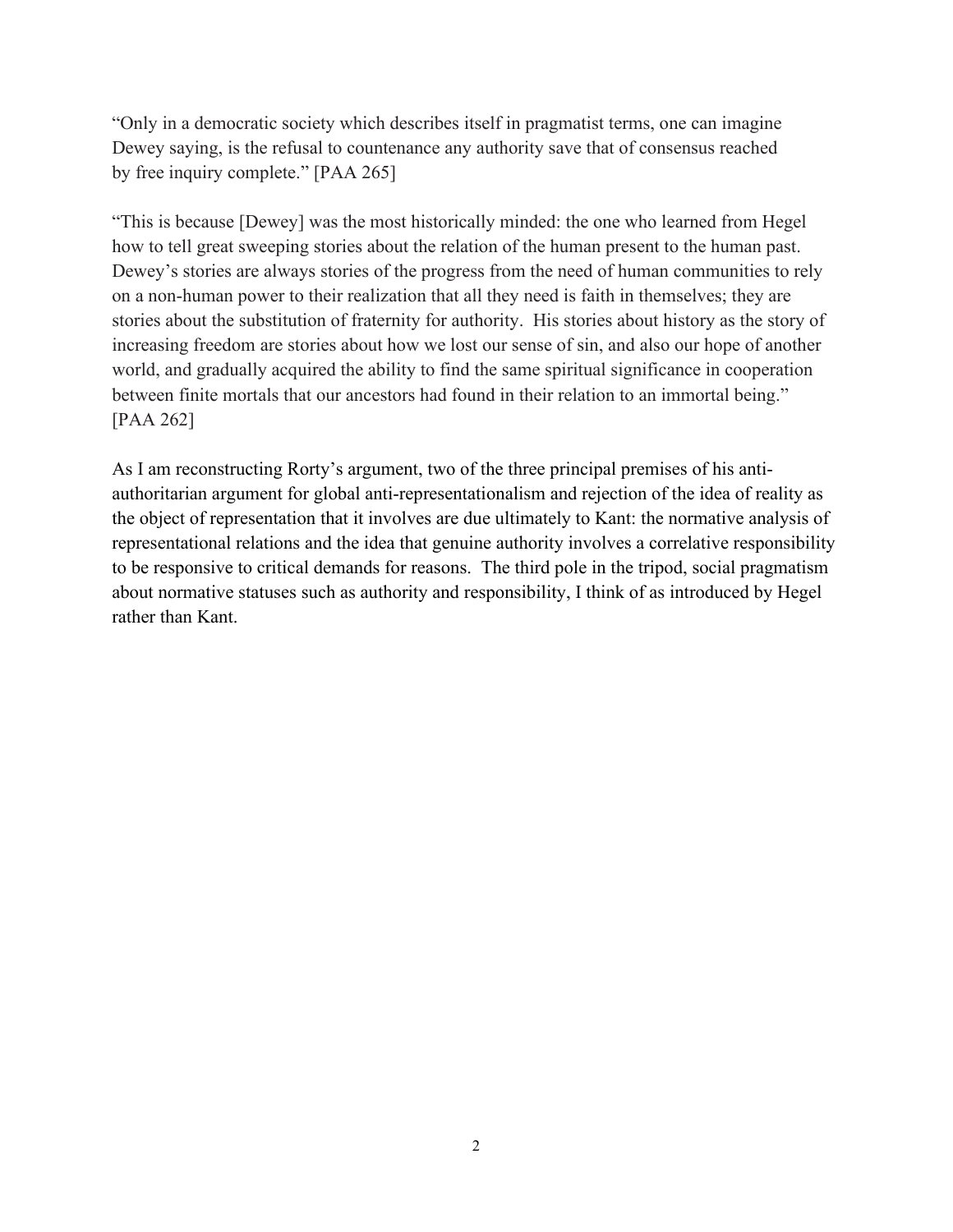"Only in a democratic society which describes itself in pragmatist terms, one can imagine Dewey saying, is the refusal to countenance any authority save that of consensus reached by free inquiry complete." [PAA 265]

"This is because [Dewey] was the most historically minded: the one who learned from Hegel how to tell great sweeping stories about the relation of the human present to the human past. Dewey's stories are always stories of the progress from the need of human communities to rely on a non-human power to their realization that all they need is faith in themselves; they are stories about the substitution of fraternity for authority. His stories about history as the story of increasing freedom are stories about how we lost our sense of sin, and also our hope of another world, and gradually acquired the ability to find the same spiritual significance in cooperation between finite mortals that our ancestors had found in their relation to an immortal being." [PAA 262]

As I am reconstructing Rorty's argument, two of the three principal premises of his anti-authoritarian argument for global anti-representationalism and rejection of the idea of reality as the object of representation that it involves are due ultimately to Kant: the normative analysis of representational relations and the idea that genuine authority involves a correlative responsibility to be responsive to critical demands for reasons. The third pole in the tripod, social pragmatism about normative statuses such as authority and responsibility, I think of as introduced by Hegel rather than Kant.